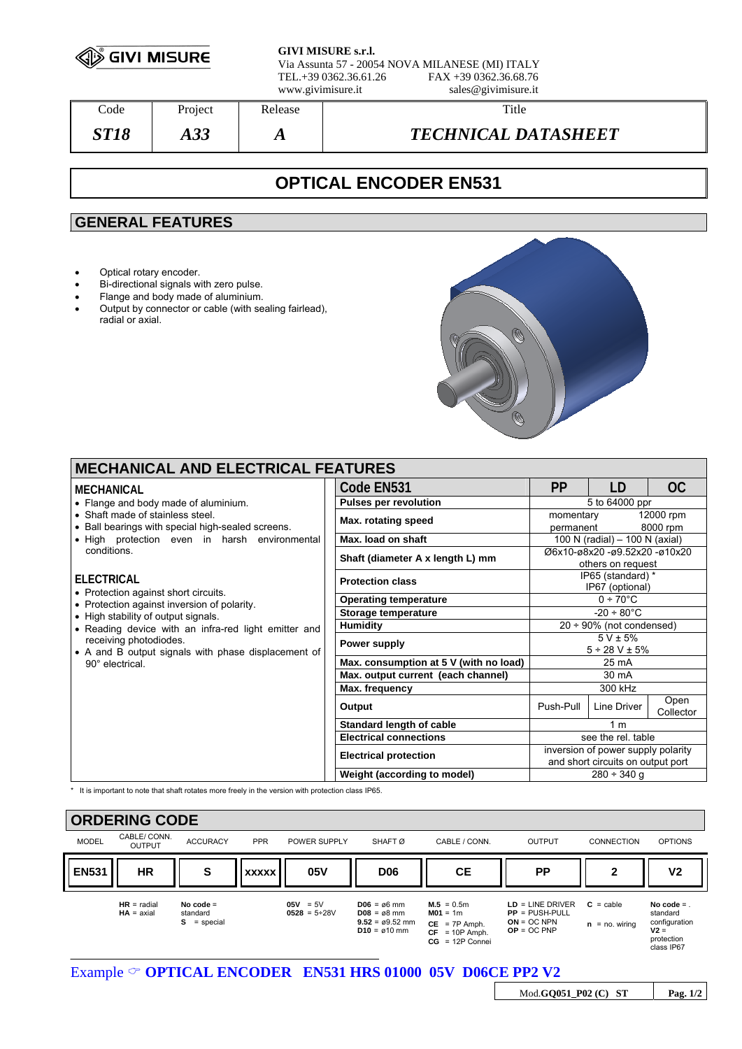GIVI MISURE

**GIVI MISURE s.r.l.**
Via Assunta 57 - 20054 NOVA MILANESE (MI) ITALY
TEL.+39 0362.36.61.26 FAX +39 0362.36.68.76
www.givimisure.it sales@givimisure.it

| Code | Project | Release | Title |
|---|---|---|---|
| *ST18* | *A33* | *A* | *TECHNICAL DATASHEET* |

# OPTICAL ENCODER EN531

## GENERAL FEATURES

- Optical rotary encoder.
- Bi-directional signals with zero pulse.
- Flange and body made of aluminium.
- Output by connector or cable (with sealing fairlead), radial or axial.

## MECHANICAL AND ELECTRICAL FEATURES

### MECHANICAL

- Flange and body made of aluminium.
- Shaft made of stainless steel.
- Ball bearings with special high-sealed screens.
- High protection even in harsh environmental conditions.

### ELECTRICAL

- Protection against short circuits.
- Protection against inversion of polarity.
- High stability of output signals.
- Reading device with an infra-red light emitter and receiving photodiodes.
- A and B output signals with phase displacement of 90° electrical.

| Code EN531 | PP | LD | OC |
|---|---|---|---|
| Pulses per revolution | 5 to 64000 ppr | | |
| Max. rotating speed | momentary 12000 rpm<br>permanent 8000 rpm | | |
| Max. load on shaft | 100 N (radial) – 100 N (axial) | | |
| Shaft (diameter A x length L) mm | Ø6x10-ø8x20 -ø9.52x20 -ø10x20<br>others on request | | |
| Protection class | IP65 (standard) *<br>IP67 (optional) | | |
| Operating temperature | 0 ÷ 70°C | | |
| Storage temperature | -20 ÷ 80°C | | |
| Humidity | 20 ÷ 90% (not condensed) | | |
| Power supply | 5 V ± 5%<br>5 ÷ 28 V ± 5% | | |
| Max. consumption at 5 V (with no load) | 25 mA | | |
| Max. output current (each channel) | 30 mA | | |
| Max. frequency | 300 kHz | | |
| Output | Push-Pull | Line Driver | Open Collector |
| Standard length of cable | 1 m | | |
| Electrical connections | see the rel. table | | |
| Electrical protection | inversion of power supply polarity and short circuits on output port | | |
| Weight (according to model) | 280 ÷ 340 g | | |

\* It is important to note that shaft rotates more freely in the version with protection class IP65.

## ORDERING CODE

| MODEL | CABLE/ CONN. OUTPUT | ACCURACY | PPR | POWER SUPPLY | SHAFT Ø | CABLE / CONN. | OUTPUT | CONNECTION | OPTIONS |
|---|---|---|---|---|---|---|---|---|---|
| **EN531** | **HR** | **S** | **XXXXX** | **05V** | **D06** | **CE** | **PP** | **2** | **V2** |
| | **HR** = radial<br>**HA** = axial | **No code** = standard<br>**S** = special | | **05V** = 5V<br>**0528** = 5÷28V | **D06** = ø6 mm<br>**D08** = ø8 mm<br>**9.52** = ø9.52 mm<br>**D10** = ø10 mm | **M.5** = 0.5m<br>**M01** = 1m<br>**CE** = 7P Amph.<br>**CF** = 10P Amph.<br>**CG** = 12P Connei | **LD** = LINE DRIVER<br>**PP** = PUSH-PULL<br>**ON** = OC NPN<br>**OP** = OC PNP | **C** = cable<br>**n** = no. wiring | **No code** = standard configuration<br>**V2** = protection class IP67 |

Example ☞ **OPTICAL ENCODER EN531 HRS 01000 05V D06CE PP2 V2**

Mod.**GQ051_P02 (C) ST**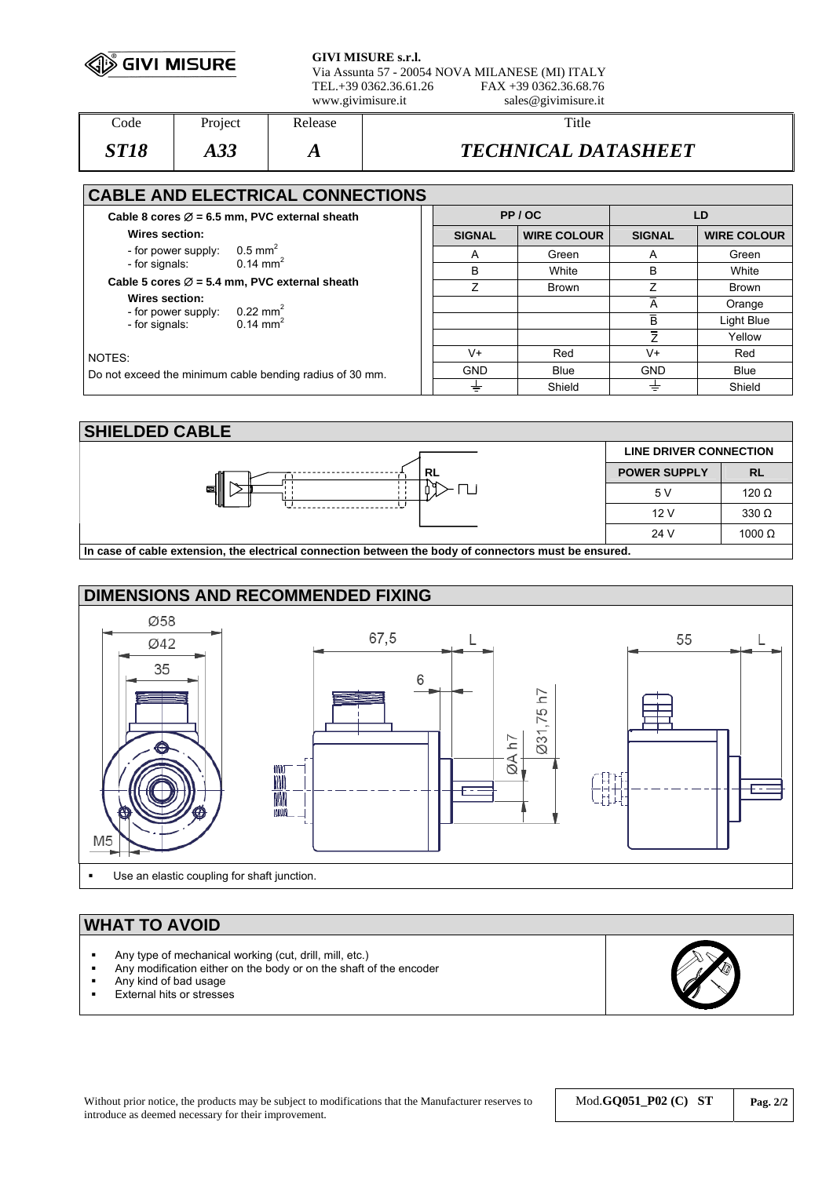**GIVI MISURE s.r.l.**
Via Assunta 57 - 20054 NOVA MILANESE (MI) ITALY
TEL.+39 0362.36.61.26 FAX +39 0362.36.68.76
www.givimisure.it sales@givimisure.it

| Code | Project | Release | Title |
|---|---|---|---|
| *ST18* | *A33* | *A* | *TECHNICAL DATASHEET* |

## CABLE AND ELECTRICAL CONNECTIONS

**Cable 8 cores ∅ = 6.5 mm, PVC external sheath**

**Wires section:**
- for power supply: 0.5 mm$^2$
- for signals: 0.14 mm$^2$

**Cable 5 cores ∅ = 5.4 mm, PVC external sheath**

**Wires section:**
- for power supply: 0.22 mm$^2$
- for signals: 0.14 mm$^2$

NOTES:
Do not exceed the minimum cable bending radius of 30 mm.

| PP / OC | | LD | |
|---|---|---|---|
| **SIGNAL** | **WIRE COLOUR** | **SIGNAL** | **WIRE COLOUR** |
| A | Green | A | Green |
| B | White | B | White |
| Z | Brown | Z | Brown |
| | | $\overline{A}$ | Orange |
| | | $\overline{B}$ | Light Blue |
| | | $\overline{Z}$ | Yellow |
| V+ | Red | V+ | Red |
| GND | Blue | GND | Blue |
| ⏚ | Shield | ⏚ | Shield |

## SHIELDED CABLE

RL

| LINE DRIVER CONNECTION | |
|---|---|
| **POWER SUPPLY** | **RL** |
| 5 V | 120 Ω |
| 12 V | 330 Ω |
| 24 V | 1000 Ω |

**In case of cable extension, the electrical connection between the body of connectors must be ensured.**

## DIMENSIONS AND RECOMMENDED FIXING

Ø58
Ø42
35
M5
67,5
L
6
ØA h7
Ø31,75 h7
55
L

- Use an elastic coupling for shaft junction.

## WHAT TO AVOID

- Any type of mechanical working (cut, drill, mill, etc.)
- Any modification either on the body or on the shaft of the encoder
- Any kind of bad usage
- External hits or stresses

Without prior notice, the products may be subject to modifications that the Manufacturer reserves to introduce as deemed necessary for their improvement.

Mod.**GQ051_P02 (C) ST**